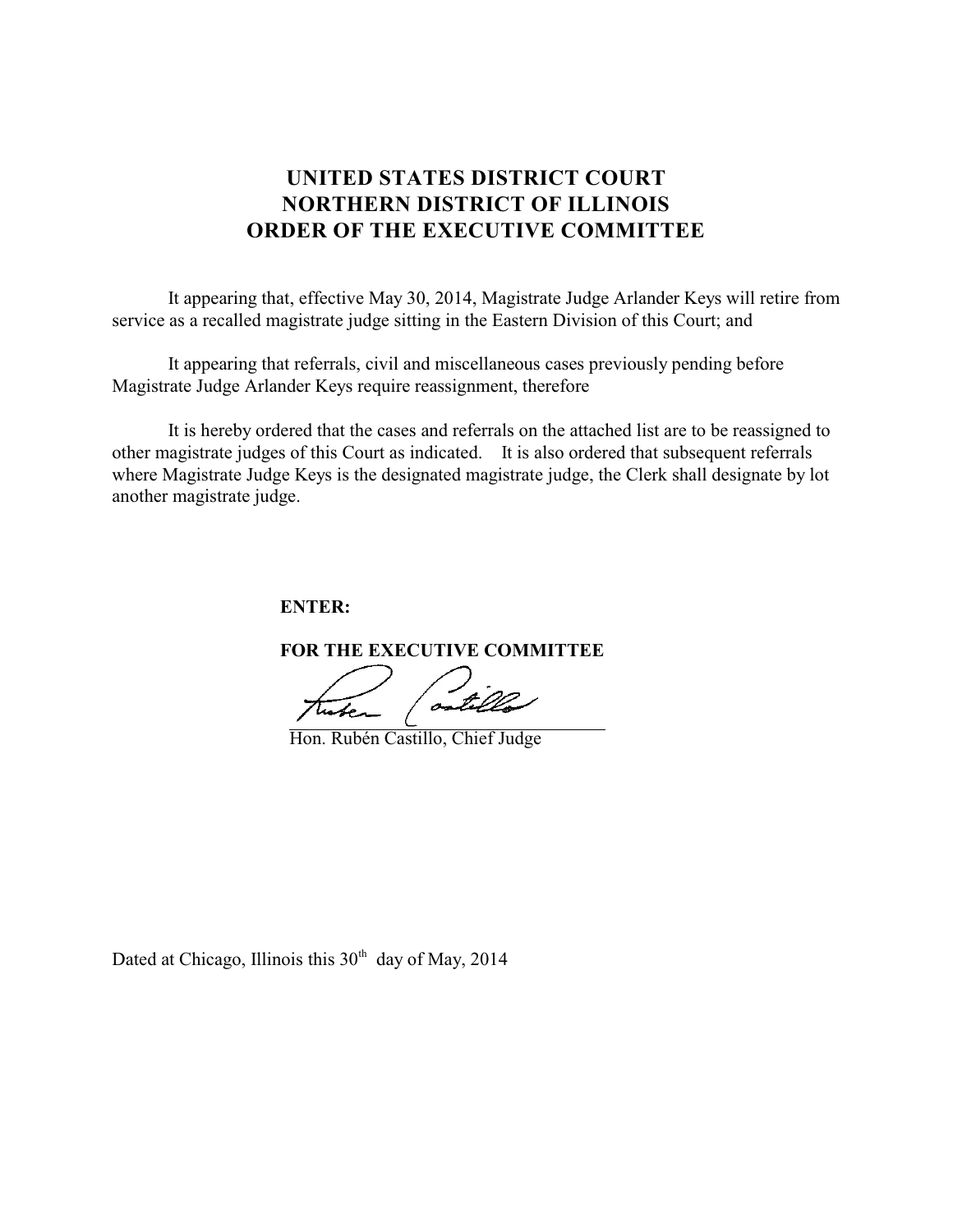# UNITED STATES DISTRICT COURT
# NORTHERN DISTRICT OF ILLINOIS
# ORDER OF THE EXECUTIVE COMMITTEE

It appearing that, effective May 30, 2014, Magistrate Judge Arlander Keys will retire from service as a recalled magistrate judge sitting in the Eastern Division of this Court; and

It appearing that referrals, civil and miscellaneous cases previously pending before Magistrate Judge Arlander Keys require reassignment, therefore

It is hereby ordered that the cases and referrals on the attached list are to be reassigned to other magistrate judges of this Court as indicated. It is also ordered that subsequent referrals where Magistrate Judge Keys is the designated magistrate judge, the Clerk shall designate by lot another magistrate judge.

**ENTER:**

**FOR THE EXECUTIVE COMMITTEE**

Hon. Rubén Castillo, Chief Judge

Dated at Chicago, Illinois this 30th day of May, 2014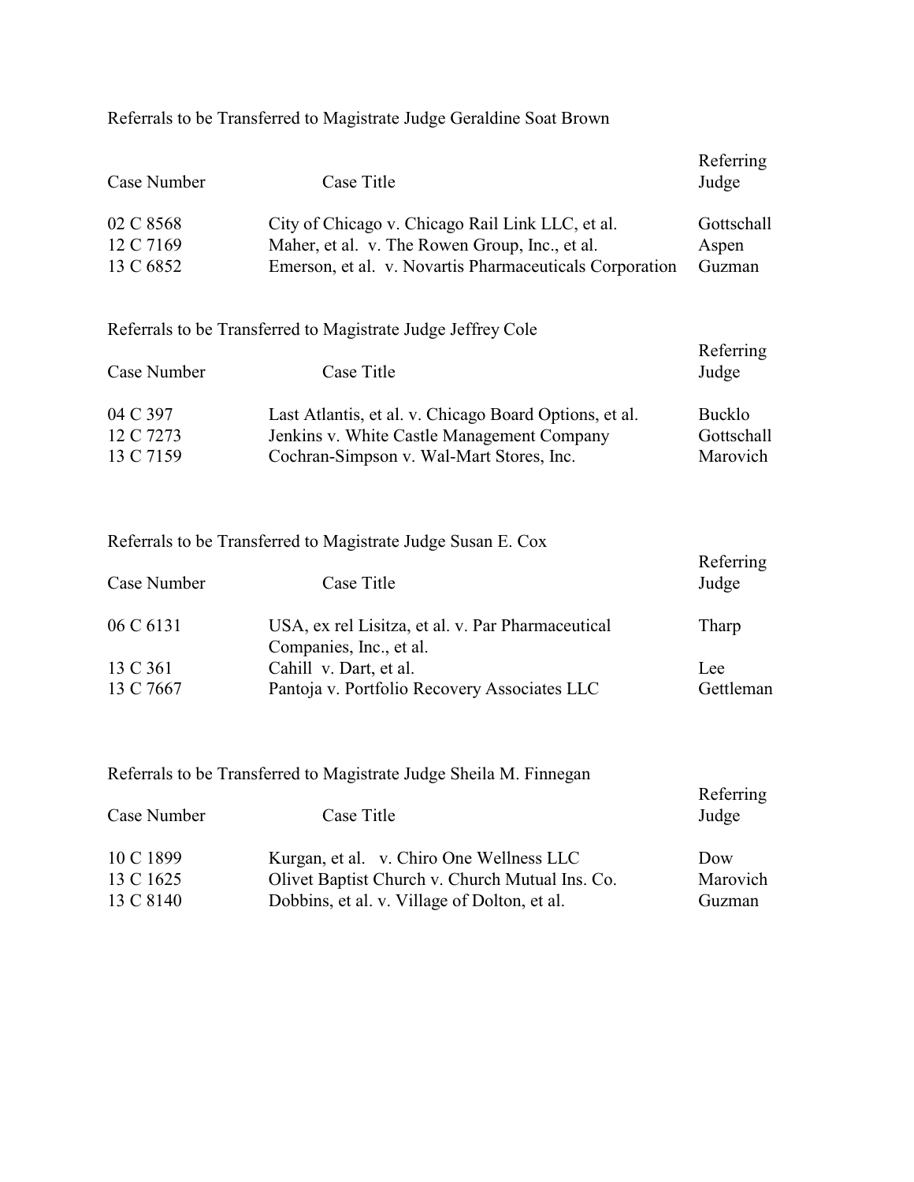Referrals to be Transferred to Magistrate Judge Geraldine Soat Brown

| Case Number | Case Title | Referring Judge |
|---|---|---|
| 02 C 8568 | City of Chicago v. Chicago Rail Link LLC, et al. | Gottschall |
| 12 C 7169 | Maher, et al. v. The Rowen Group, Inc., et al. | Aspen |
| 13 C 6852 | Emerson, et al. v. Novartis Pharmaceuticals Corporation | Guzman |

Referrals to be Transferred to Magistrate Judge Jeffrey Cole

| Case Number | Case Title | Referring Judge |
|---|---|---|
| 04 C 397 | Last Atlantis, et al. v. Chicago Board Options, et al. | Bucklo |
| 12 C 7273 | Jenkins v. White Castle Management Company | Gottschall |
| 13 C 7159 | Cochran-Simpson v. Wal-Mart Stores, Inc. | Marovich |

Referrals to be Transferred to Magistrate Judge Susan E. Cox

| Case Number | Case Title | Referring Judge |
|---|---|---|
| 06 C 6131 | USA, ex rel Lisitza, et al. v. Par Pharmaceutical Companies, Inc., et al. | Tharp |
| 13 C 361 | Cahill v. Dart, et al. | Lee |
| 13 C 7667 | Pantoja v. Portfolio Recovery Associates LLC | Gettleman |

Referrals to be Transferred to Magistrate Judge Sheila M. Finnegan

| Case Number | Case Title | Referring Judge |
|---|---|---|
| 10 C 1899 | Kurgan, et al. v. Chiro One Wellness LLC | Dow |
| 13 C 1625 | Olivet Baptist Church v. Church Mutual Ins. Co. | Marovich |
| 13 C 8140 | Dobbins, et al. v. Village of Dolton, et al. | Guzman |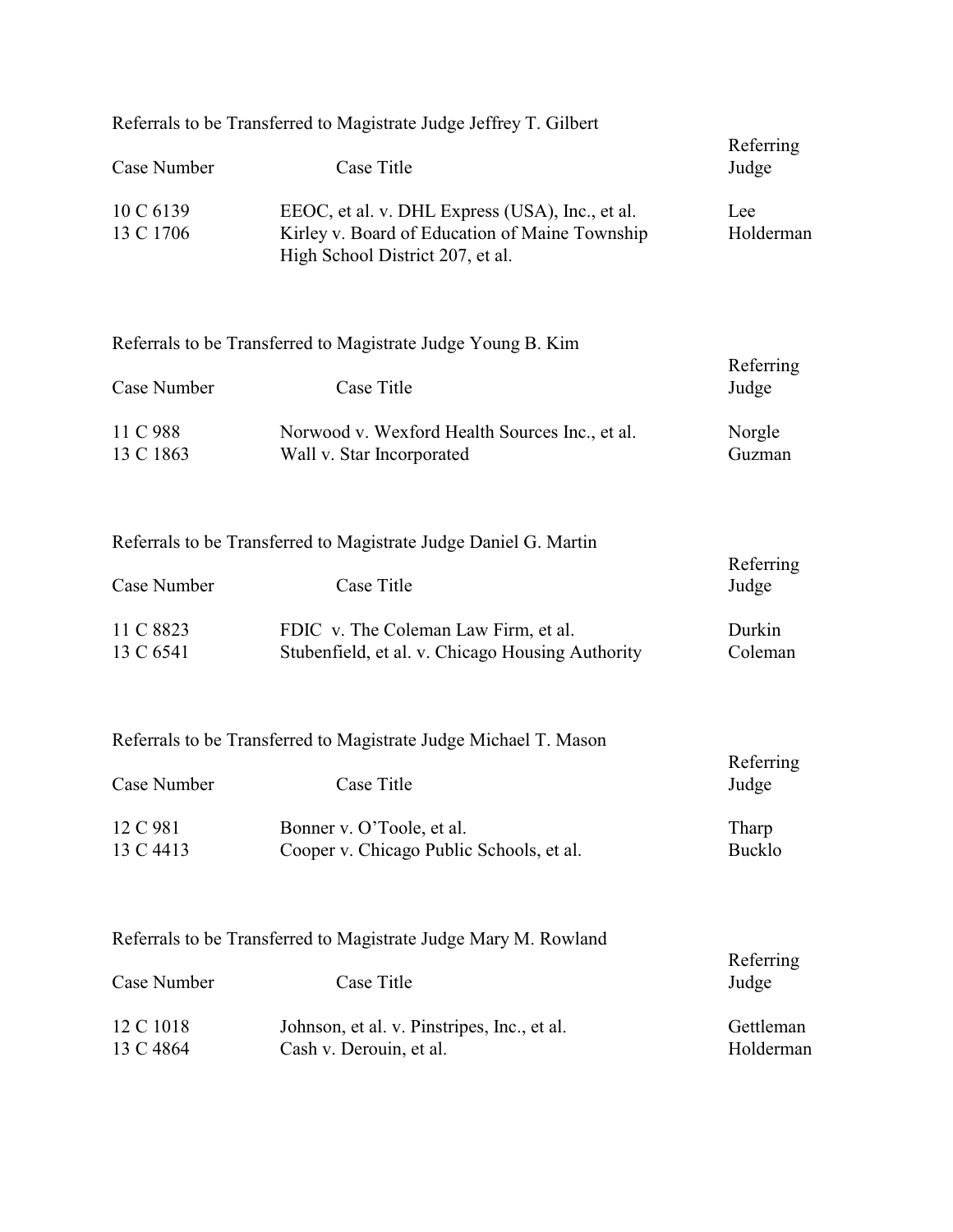Referrals to be Transferred to Magistrate Judge Jeffrey T. Gilbert

| Case Number | Case Title | Referring Judge |
|---|---|---|
| 10 C 6139 | EEOC, et al. v. DHL Express (USA), Inc., et al. | Lee |
| 13 C 1706 | Kirley v. Board of Education of Maine Township High School District 207, et al. | Holderman |

Referrals to be Transferred to Magistrate Judge Young B. Kim

| Case Number | Case Title | Referring Judge |
|---|---|---|
| 11 C 988 | Norwood v. Wexford Health Sources Inc., et al. | Norgle |
| 13 C 1863 | Wall v. Star Incorporated | Guzman |

Referrals to be Transferred to Magistrate Judge Daniel G. Martin

| Case Number | Case Title | Referring Judge |
|---|---|---|
| 11 C 8823 | FDIC v. The Coleman Law Firm, et al. | Durkin |
| 13 C 6541 | Stubenfield, et al. v. Chicago Housing Authority | Coleman |

Referrals to be Transferred to Magistrate Judge Michael T. Mason

| Case Number | Case Title | Referring Judge |
|---|---|---|
| 12 C 981 | Bonner v. O'Toole, et al. | Tharp |
| 13 C 4413 | Cooper v. Chicago Public Schools, et al. | Bucklo |

Referrals to be Transferred to Magistrate Judge Mary M. Rowland

| Case Number | Case Title | Referring Judge |
|---|---|---|
| 12 C 1018 | Johnson, et al. v. Pinstripes, Inc., et al. | Gettleman |
| 13 C 4864 | Cash v. Derouin, et al. | Holderman |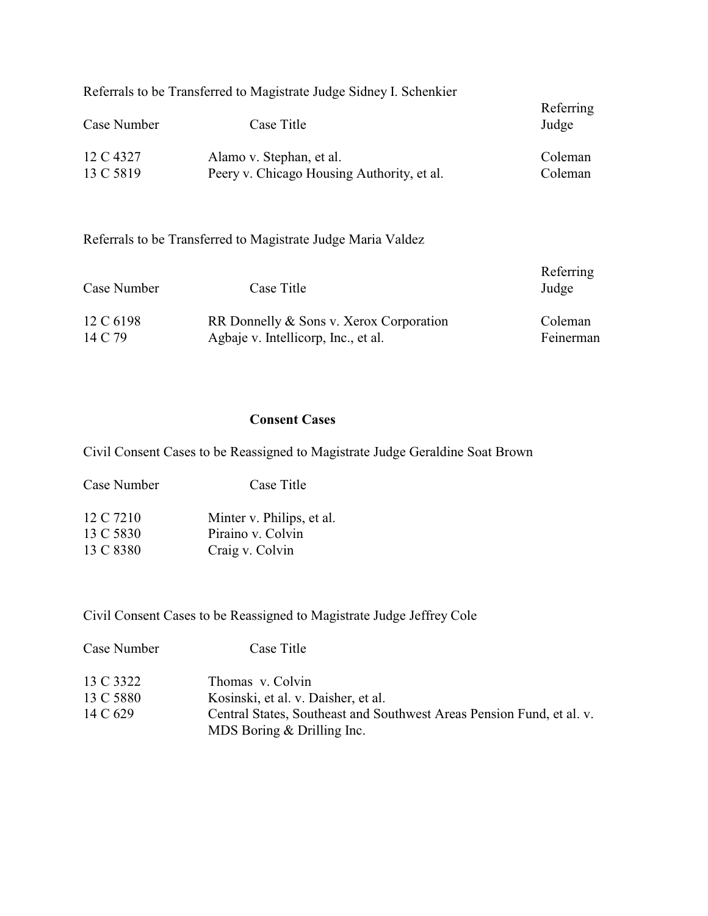Referrals to be Transferred to Magistrate Judge Sidney I. Schenkier

| Case Number | Case Title | Referring Judge |
|---|---|---|
| 12 C 4327 | Alamo v. Stephan, et al. | Coleman |
| 13 C 5819 | Peery v. Chicago Housing Authority, et al. | Coleman |

Referrals to be Transferred to Magistrate Judge Maria Valdez

| Case Number | Case Title | Referring Judge |
|---|---|---|
| 12 C 6198 | RR Donnelly & Sons v. Xerox Corporation | Coleman |
| 14 C 79 | Agbaje v. Intellicorp, Inc., et al. | Feinerman |

## Consent Cases

Civil Consent Cases to be Reassigned to Magistrate Judge Geraldine Soat Brown

| Case Number | Case Title |
|---|---|
| 12 C 7210 | Minter v. Philips, et al. |
| 13 C 5830 | Piraino v. Colvin |
| 13 C 8380 | Craig v. Colvin |

Civil Consent Cases to be Reassigned to Magistrate Judge Jeffrey Cole

| Case Number | Case Title |
|---|---|
| 13 C 3322 | Thomas v. Colvin |
| 13 C 5880 | Kosinski, et al. v. Daisher, et al. |
| 14 C 629 | Central States, Southeast and Southwest Areas Pension Fund, et al. v. MDS Boring & Drilling Inc. |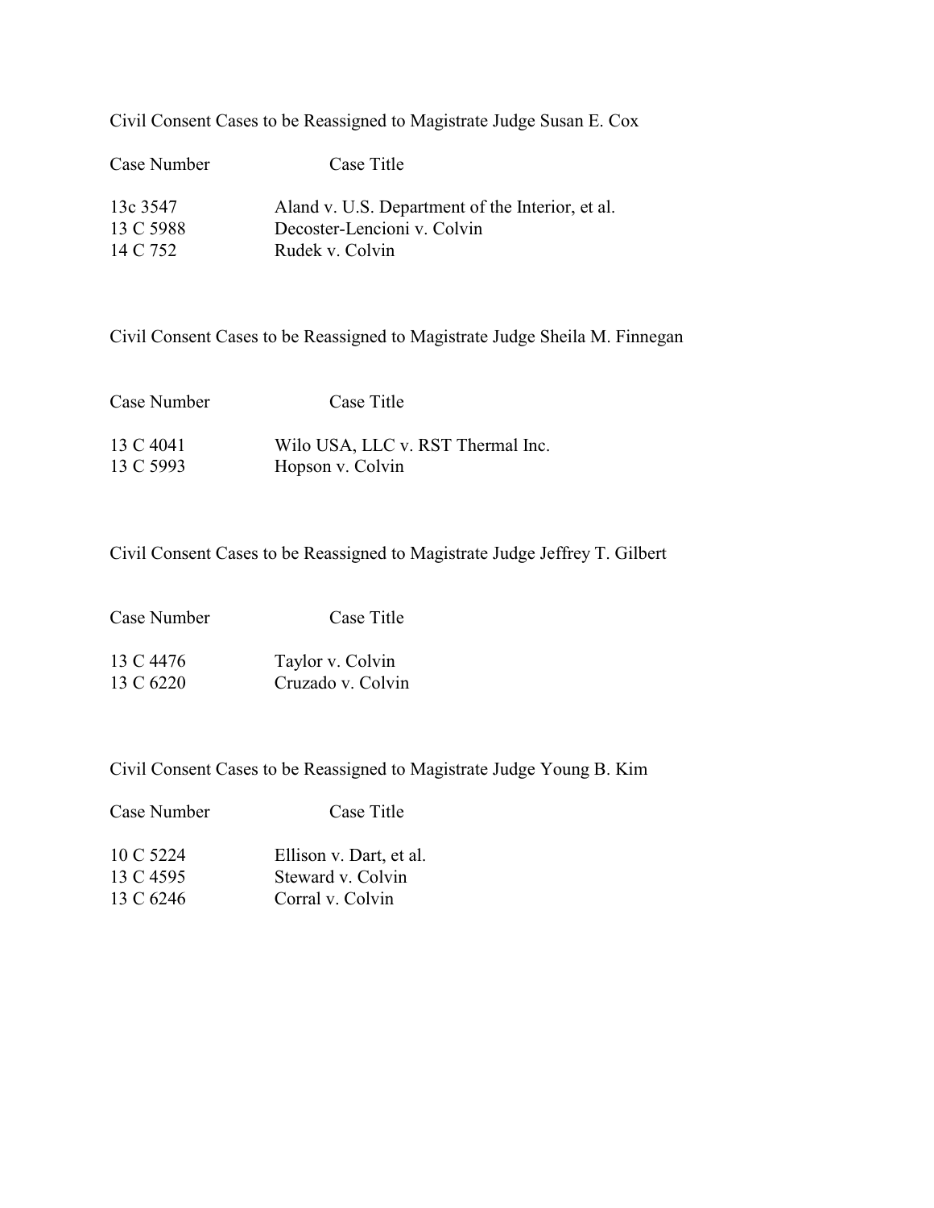Civil Consent Cases to be Reassigned to Magistrate Judge Susan E. Cox

| Case Number | Case Title |
| --- | --- |
| 13c 3547 | Aland v. U.S. Department of the Interior, et al. |
| 13 C 5988 | Decoster-Lencioni v. Colvin |
| 14 C 752 | Rudek v. Colvin |

Civil Consent Cases to be Reassigned to Magistrate Judge Sheila M. Finnegan

| Case Number | Case Title |
| --- | --- |
| 13 C 4041 | Wilo USA, LLC v. RST Thermal Inc. |
| 13 C 5993 | Hopson v. Colvin |

Civil Consent Cases to be Reassigned to Magistrate Judge Jeffrey T. Gilbert

| Case Number | Case Title |
| --- | --- |
| 13 C 4476 | Taylor v. Colvin |
| 13 C 6220 | Cruzado v. Colvin |

Civil Consent Cases to be Reassigned to Magistrate Judge Young B. Kim

| Case Number | Case Title |
| --- | --- |
| 10 C 5224 | Ellison v. Dart, et al. |
| 13 C 4595 | Steward v. Colvin |
| 13 C 6246 | Corral v. Colvin |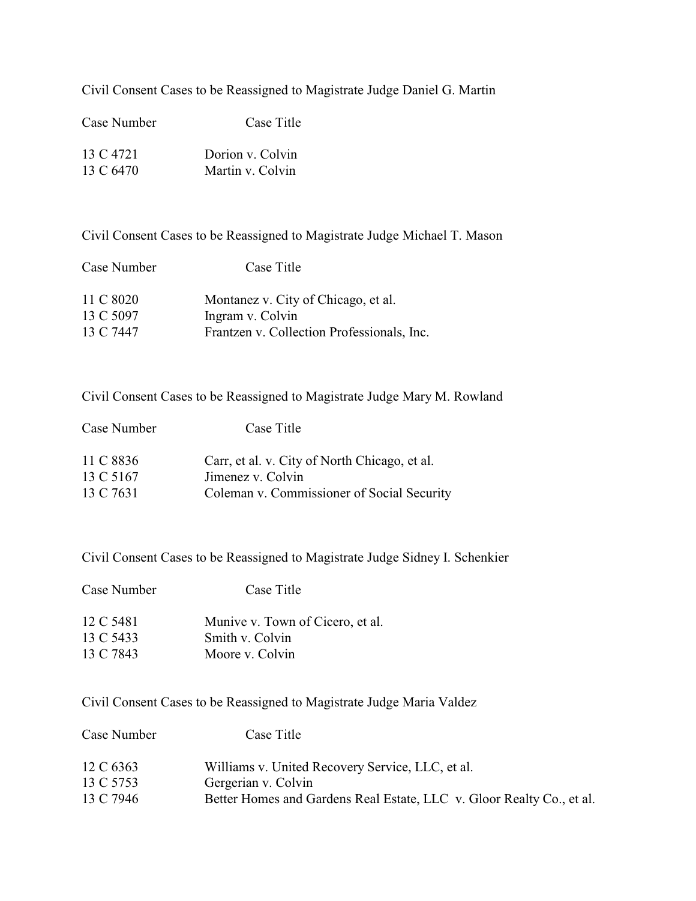Civil Consent Cases to be Reassigned to Magistrate Judge Daniel G. Martin

| Case Number | Case Title |
|---|---|
| 13 C 4721 | Dorion v. Colvin |
| 13 C 6470 | Martin v. Colvin |

Civil Consent Cases to be Reassigned to Magistrate Judge Michael T. Mason

| Case Number | Case Title |
|---|---|
| 11 C 8020 | Montanez v. City of Chicago, et al. |
| 13 C 5097 | Ingram v. Colvin |
| 13 C 7447 | Frantzen v. Collection Professionals, Inc. |

Civil Consent Cases to be Reassigned to Magistrate Judge Mary M. Rowland

| Case Number | Case Title |
|---|---|
| 11 C 8836 | Carr, et al. v. City of North Chicago, et al. |
| 13 C 5167 | Jimenez v. Colvin |
| 13 C 7631 | Coleman v. Commissioner of Social Security |

Civil Consent Cases to be Reassigned to Magistrate Judge Sidney I. Schenkier

| Case Number | Case Title |
|---|---|
| 12 C 5481 | Munive v. Town of Cicero, et al. |
| 13 C 5433 | Smith v. Colvin |
| 13 C 7843 | Moore v. Colvin |

Civil Consent Cases to be Reassigned to Magistrate Judge Maria Valdez

| Case Number | Case Title |
|---|---|
| 12 C 6363 | Williams v. United Recovery Service, LLC, et al. |
| 13 C 5753 | Gergerian v. Colvin |
| 13 C 7946 | Better Homes and Gardens Real Estate, LLC v. Gloor Realty Co., et al. |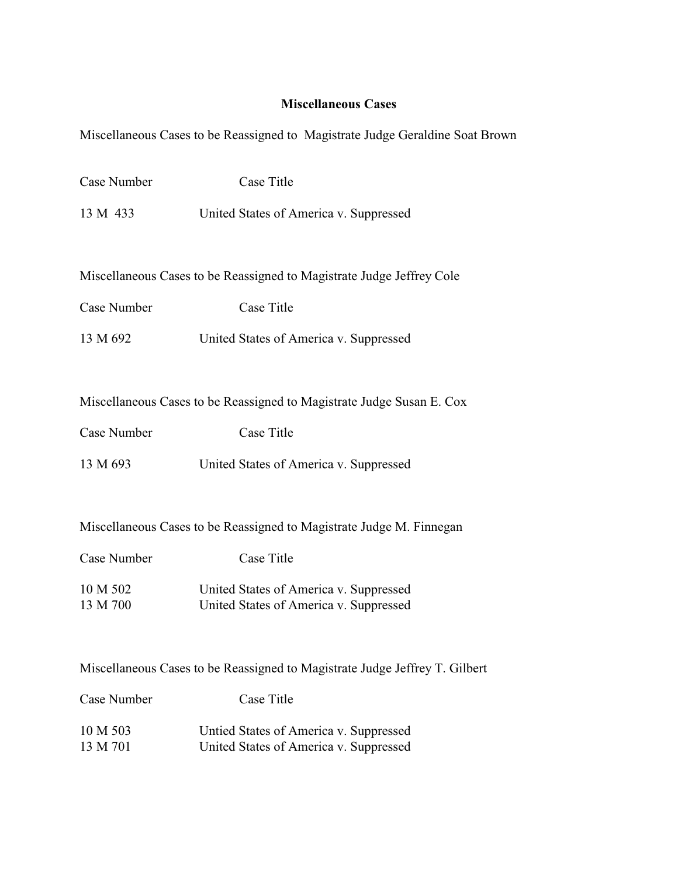**Miscellaneous Cases**

Miscellaneous Cases to be Reassigned to Magistrate Judge Geraldine Soat Brown

| Case Number | Case Title |
|---|---|
| 13 M 433 | United States of America v. Suppressed |

Miscellaneous Cases to be Reassigned to Magistrate Judge Jeffrey Cole

| Case Number | Case Title |
|---|---|
| 13 M 692 | United States of America v. Suppressed |

Miscellaneous Cases to be Reassigned to Magistrate Judge Susan E. Cox

| Case Number | Case Title |
|---|---|
| 13 M 693 | United States of America v. Suppressed |

Miscellaneous Cases to be Reassigned to Magistrate Judge M. Finnegan

| Case Number | Case Title |
|---|---|
| 10 M 502 | United States of America v. Suppressed |
| 13 M 700 | United States of America v. Suppressed |

Miscellaneous Cases to be Reassigned to Magistrate Judge Jeffrey T. Gilbert

| Case Number | Case Title |
|---|---|
| 10 M 503 | Untied States of America v. Suppressed |
| 13 M 701 | United States of America v. Suppressed |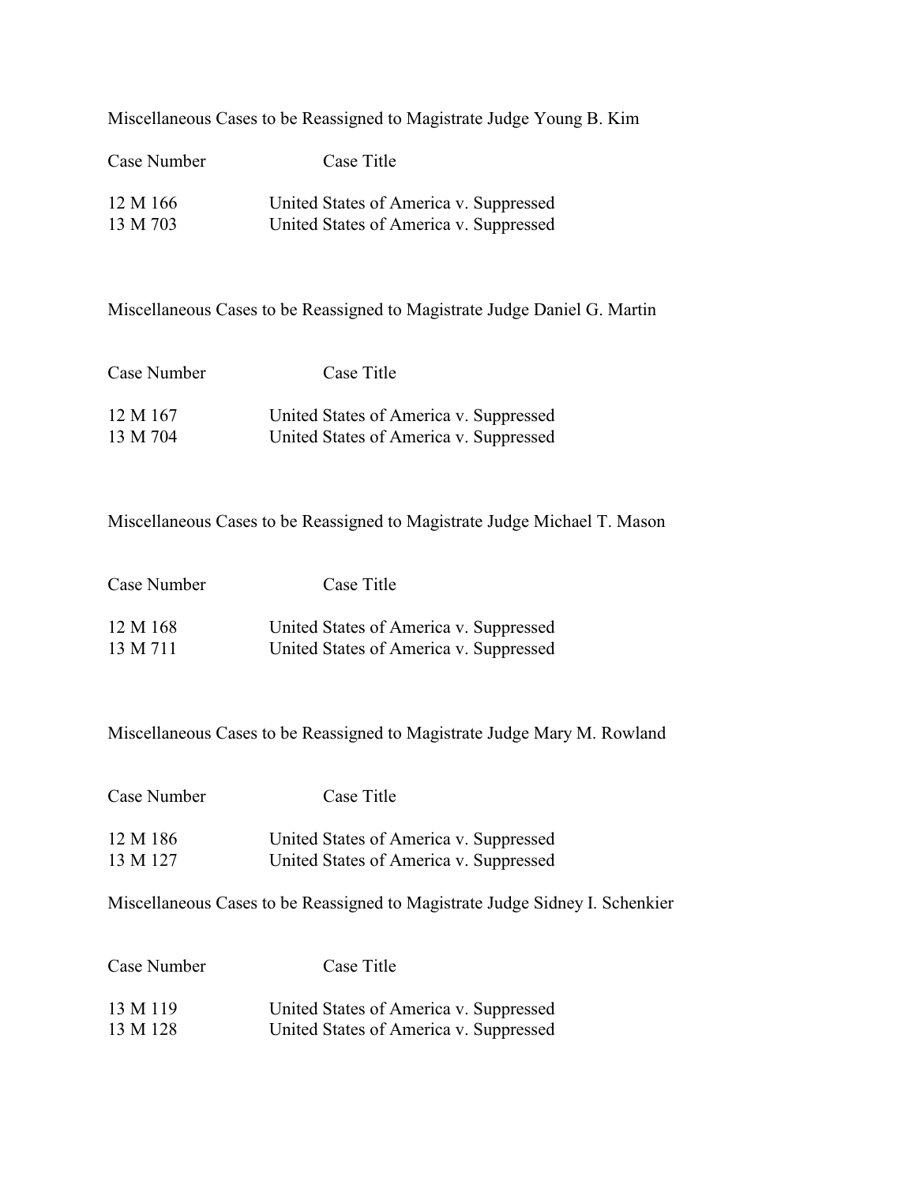Miscellaneous Cases to be Reassigned to Magistrate Judge Young B. Kim

| Case Number | Case Title |
| --- | --- |
| 12 M 166 | United States of America v. Suppressed |
| 13 M 703 | United States of America v. Suppressed |

Miscellaneous Cases to be Reassigned to Magistrate Judge Daniel G. Martin

| Case Number | Case Title |
| --- | --- |
| 12 M 167 | United States of America v. Suppressed |
| 13 M 704 | United States of America v. Suppressed |

Miscellaneous Cases to be Reassigned to Magistrate Judge Michael T. Mason

| Case Number | Case Title |
| --- | --- |
| 12 M 168 | United States of America v. Suppressed |
| 13 M 711 | United States of America v. Suppressed |

Miscellaneous Cases to be Reassigned to Magistrate Judge Mary M. Rowland

| Case Number | Case Title |
| --- | --- |
| 12 M 186 | United States of America v. Suppressed |
| 13 M 127 | United States of America v. Suppressed |

Miscellaneous Cases to be Reassigned to Magistrate Judge Sidney I. Schenkier

| Case Number | Case Title |
| --- | --- |
| 13 M 119 | United States of America v. Suppressed |
| 13 M 128 | United States of America v. Suppressed |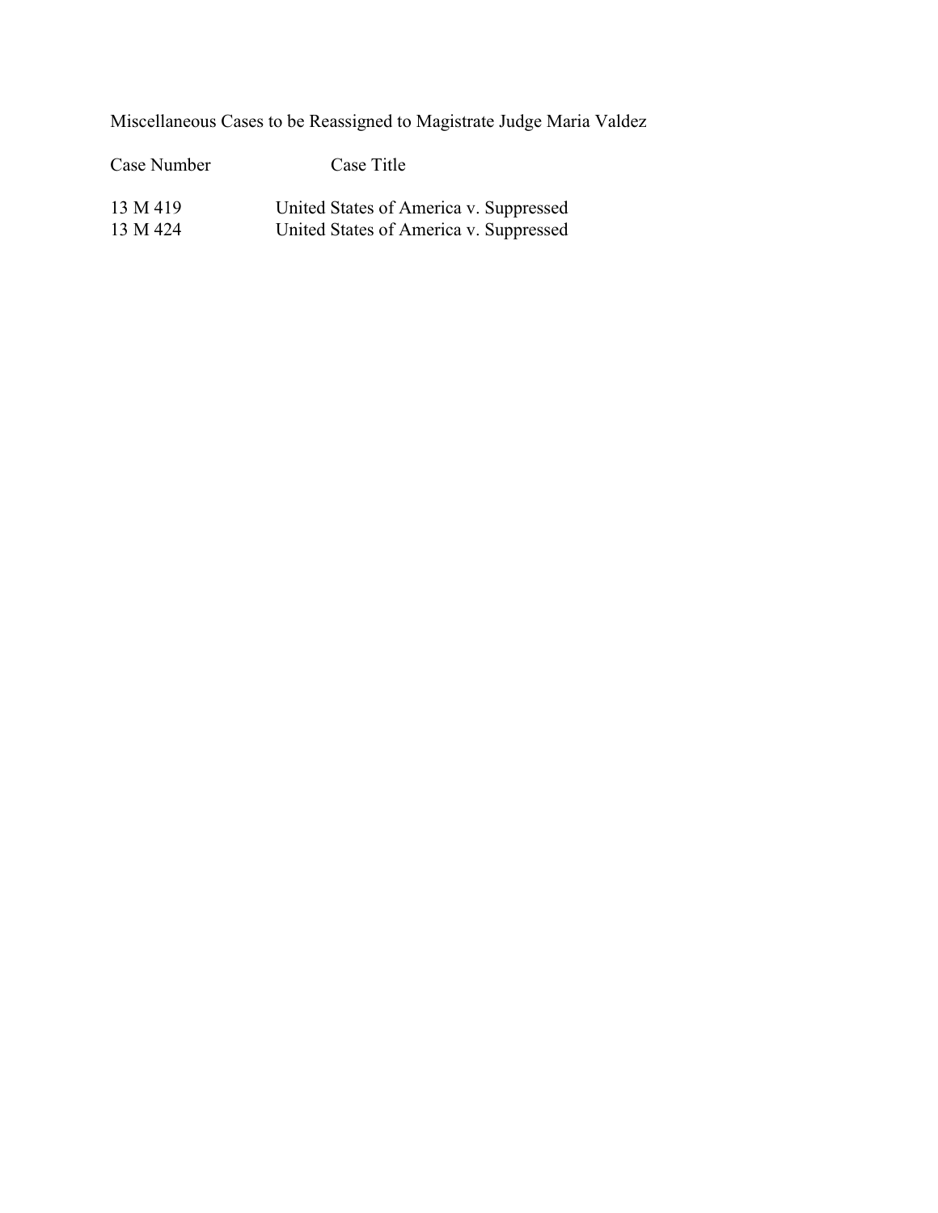Miscellaneous Cases to be Reassigned to Magistrate Judge Maria Valdez

| Case Number | Case Title |
|---|---|
| 13 M 419 | United States of America v. Suppressed |
| 13 M 424 | United States of America v. Suppressed |